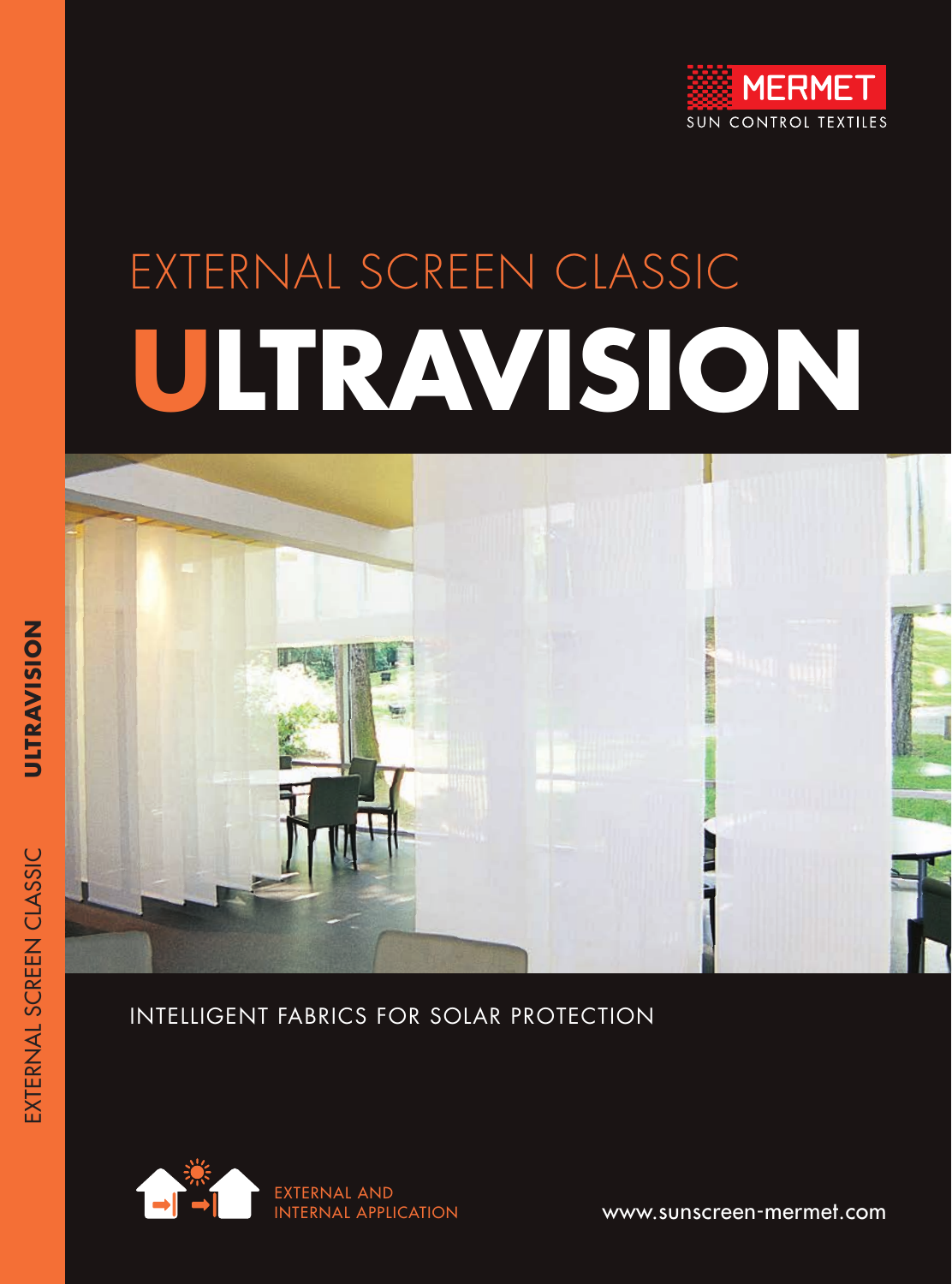MERMET

SUN CONTROL TEXTILES

# EXTERNAL SCREEN CLASSIC

# ULTRAVISION

INTELLIGENT FABRICS FOR SOLAR PROTECTION

EXTERNAL AND INTERNAL APPLICATION

www.sunscreen-mermet.com

EXTERNAL SCREEN CLASSIC **ULTRAVISION**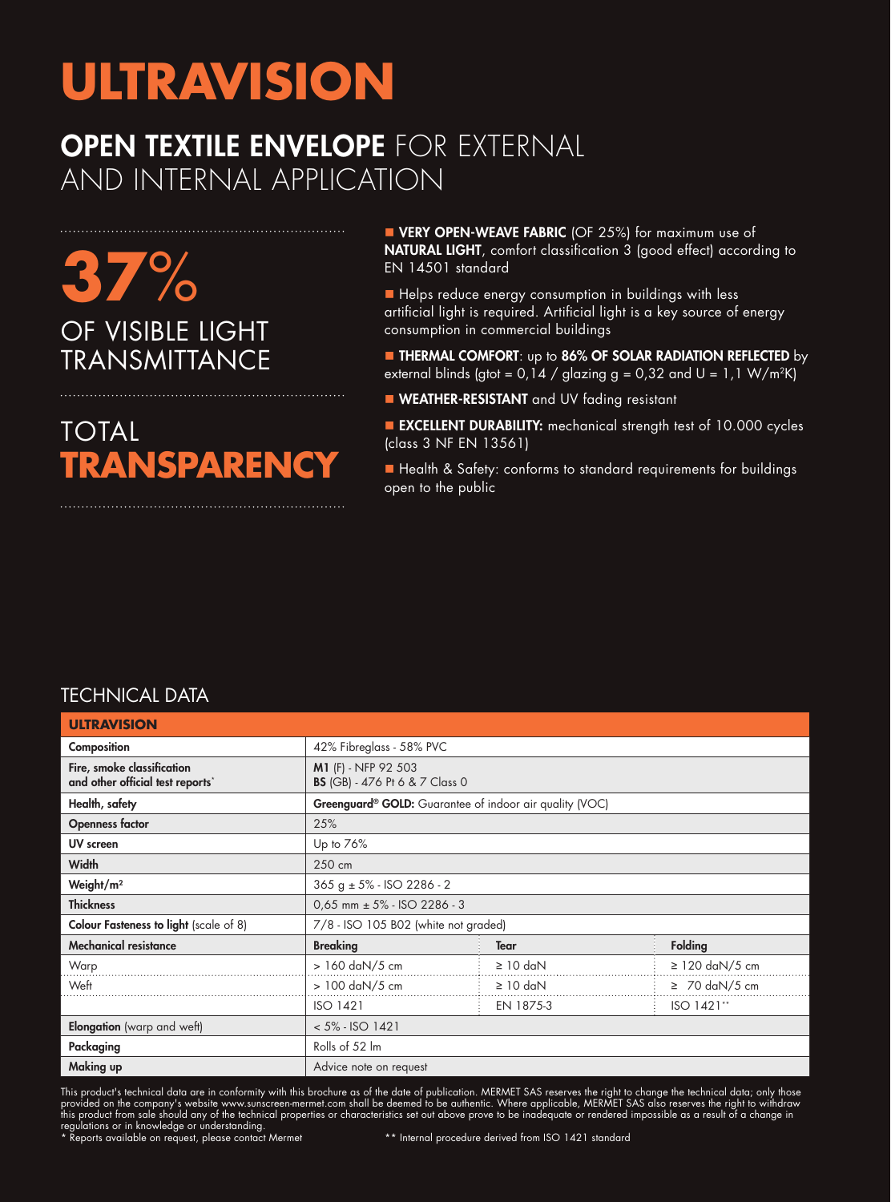# ULTRAVISION

## OPEN TEXTILE ENVELOPE FOR EXTERNAL AND INTERNAL APPLICATION

**37%**

OF VISIBLE LIGHT TRANSMITTANCE

TOTAL **TRANSPARENCY**

- **VERY OPEN-WEAVE FABRIC** (OF 25%) for maximum use of **NATURAL LIGHT**, comfort classification 3 (good effect) according to EN 14501 standard
- Helps reduce energy consumption in buildings with less artificial light is required. Artificial light is a key source of energy consumption in commercial buildings
- **THERMAL COMFORT**: up to **86% OF SOLAR RADIATION REFLECTED** by external blinds (gtot = 0,14 / glazing g = 0,32 and U = 1,1 W/m²K)
- **WEATHER-RESISTANT** and UV fading resistant
- **EXCELLENT DURABILITY:** mechanical strength test of 10.000 cycles (class 3 NF EN 13561)
- Health & Safety: conforms to standard requirements for buildings open to the public

## TECHNICAL DATA

| ULTRAVISION | | | |
|---|---|---|---|
| **Composition** | 42% Fibreglass - 58% PVC | | |
| **Fire, smoke classification and other official test reports*** | **M1** (F) - NFP 92 503<br>**BS** (GB) - 476 Pt 6 & 7 Class 0 | | |
| **Health, safety** | **Greenguard® GOLD:** Guarantee of indoor air quality (VOC) | | |
| **Openness factor** | 25% | | |
| **UV screen** | Up to 76% | | |
| **Width** | 250 cm | | |
| **Weight/m²** | 365 g ± 5% - ISO 2286 - 2 | | |
| **Thickness** | 0,65 mm ± 5% - ISO 2286 - 3 | | |
| **Colour Fasteness to light** (scale of 8) | 7/8 - ISO 105 B02 (white not graded) | | |
| **Mechanical resistance** | **Breaking** | **Tear** | **Folding** |
| Warp | > 160 daN/5 cm | ≥ 10 daN | ≥ 120 daN/5 cm |
| Weft | > 100 daN/5 cm | ≥ 10 daN | ≥ 70 daN/5 cm |
| | ISO 1421 | EN 1875-3 | ISO 1421** |
| **Elongation** (warp and weft) | < 5% - ISO 1421 | | |
| **Packaging** | Rolls of 52 lm | | |
| **Making up** | Advice note on request | | |

This product's technical data are in conformity with this brochure as of the date of publication. MERMET SAS reserves the right to change the technical data; only those provided on the company's website www.sunscreen-mermet.com shall be deemed to be authentic. Where applicable, MERMET SAS also reserves the right to withdraw this product from sale should any of the technical properties or characteristics set out above prove to be inadequate or rendered impossible as a result of a change in regulations or in knowledge or understanding.

\* Reports available on request, please contact Mermet

\*\* Internal procedure derived from ISO 1421 standard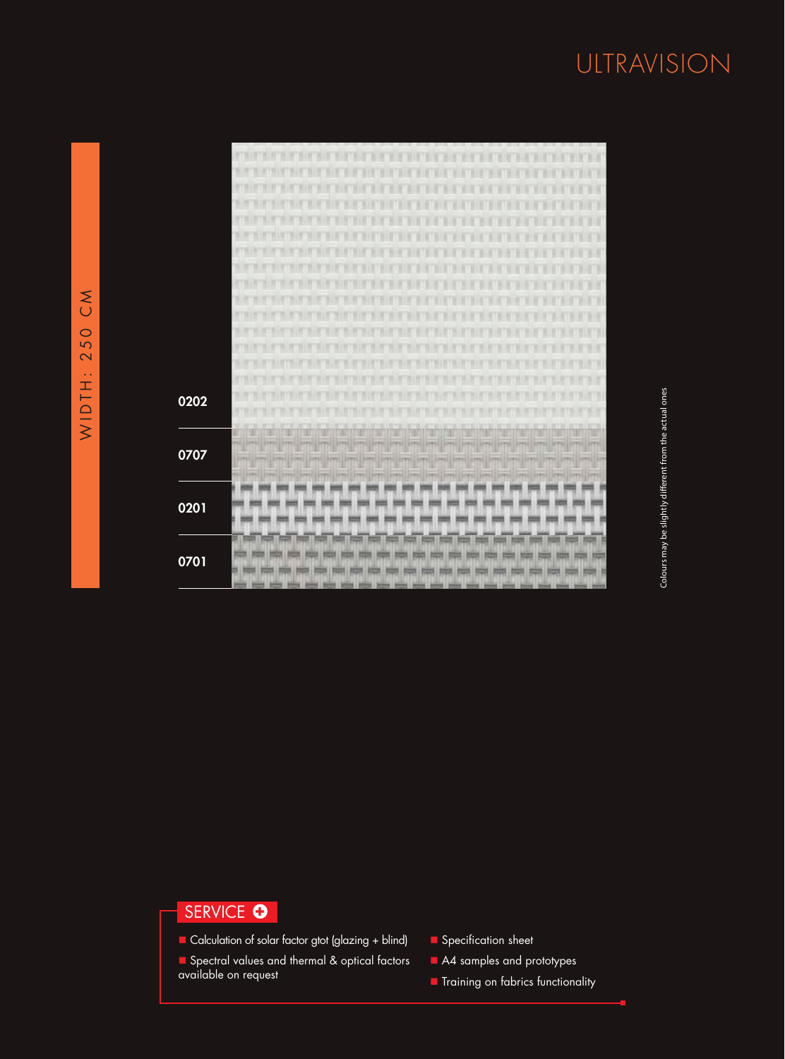# ULTRAVISION

WIDTH: 250 CM

0202

0707

0201

0701

Colours may be slightly different from the actual ones

## SERVICE

- Calculation of solar factor gtot (glazing + blind)
- Spectral values and thermal & optical factors available on request
- Specification sheet
- A4 samples and prototypes
- Training on fabrics functionality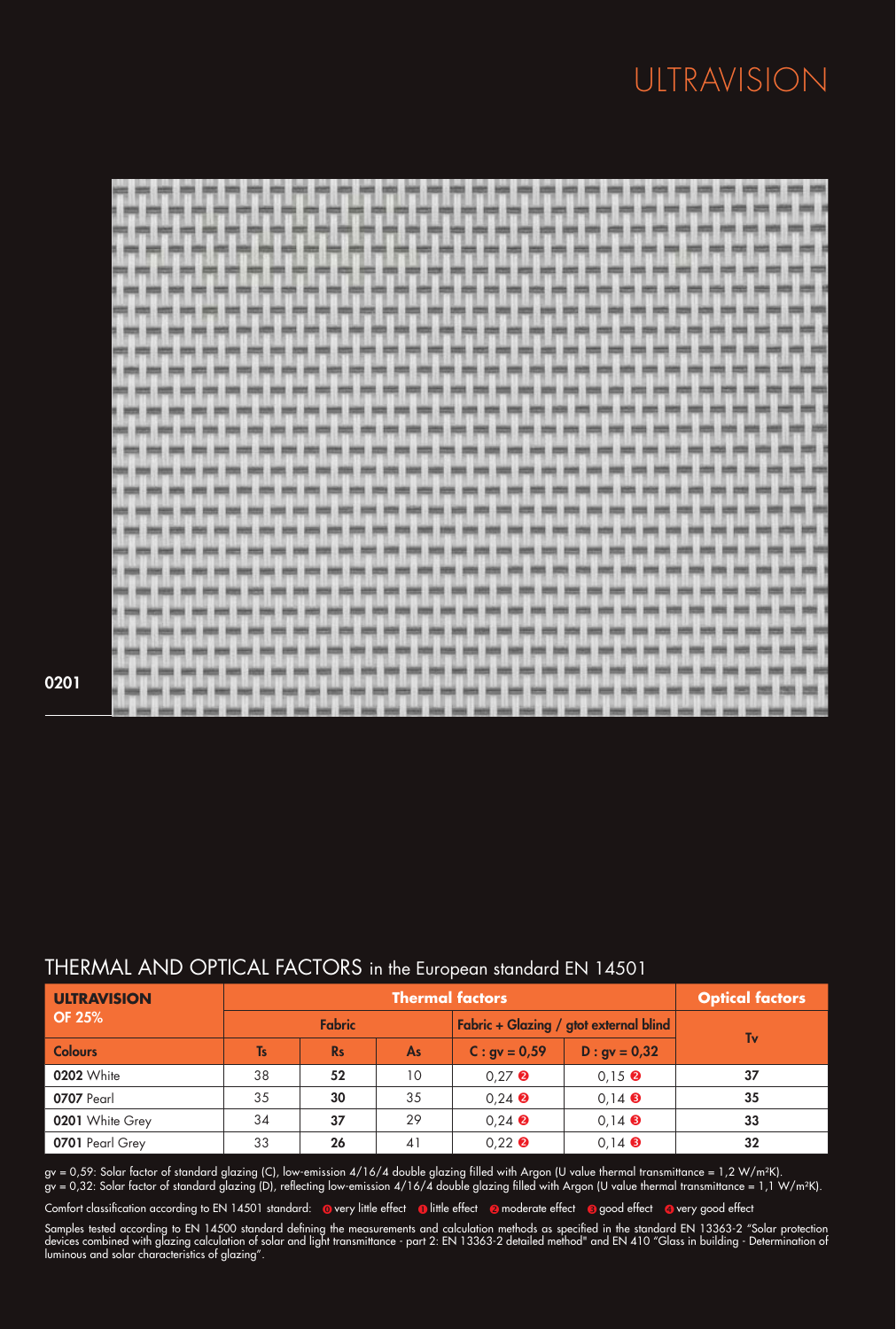# ULTRAVISION

0201

## THERMAL AND OPTICAL FACTORS in the European standard EN 14501

| **ULTRAVISION OF 25%** | **Thermal factors** | | | | | **Optical factors** |
|---|---|---|---|---|---|---|
| | **Fabric** | | | **Fabric + Glazing / gtot external blind** | | **Tv** |
| **Colours** | **Ts** | **Rs** | **As** | **C : gv = 0,59** | **D : gv = 0,32** | |
| **0202** White | 38 | **52** | 10 | 0,27 ❷ | 0,15 ❷ | **37** |
| **0707** Pearl | 35 | **30** | 35 | 0,24 ❷ | 0,14 ❸ | **35** |
| **0201** White Grey | 34 | **37** | 29 | 0,24 ❷ | 0,14 ❸ | **33** |
| **0701** Pearl Grey | 33 | **26** | 41 | 0,22 ❷ | 0,14 ❸ | **32** |

gv = 0,59: Solar factor of standard glazing (C), low-emission 4/16/4 double glazing filled with Argon (U value thermal transmittance = 1,2 W/m²K).
gv = 0,32: Solar factor of standard glazing (D), reflecting low-emission 4/16/4 double glazing filled with Argon (U value thermal transmittance = 1,1 W/m²K).

Comfort classification according to EN 14501 standard: ⓿ very little effect ❶ little effect ❷ moderate effect ❸ good effect ❹ very good effect

Samples tested according to EN 14500 standard defining the measurements and calculation methods as specified in the standard EN 13363-2 "Solar protection devices combined with glazing calculation of solar and light transmittance - part 2: EN 13363-2 detailed method" and EN 410 "Glass in building - Determination of luminous and solar characteristics of glazing".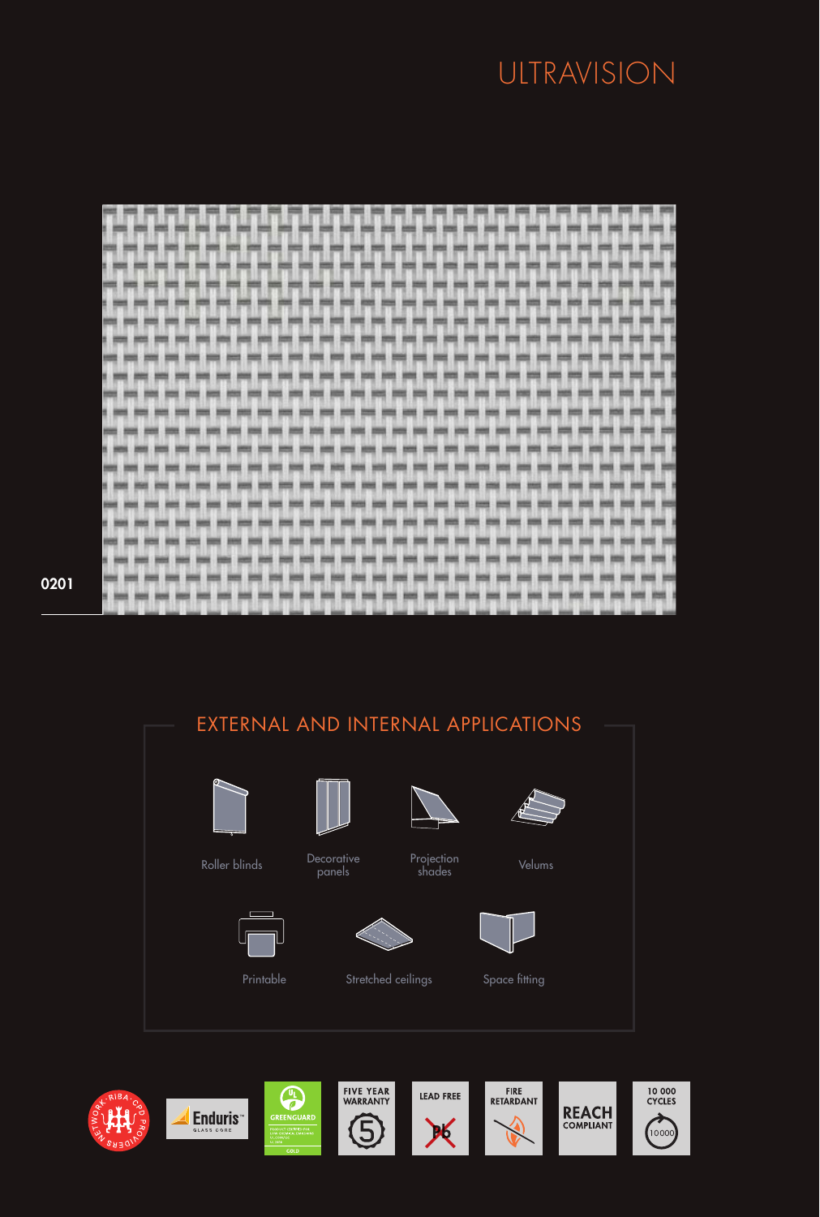# ULTRAVISION

0201

## EXTERNAL AND INTERNAL APPLICATIONS

Roller blinds

Decorative panels

Projection shades

Velums

Printable

Stretched ceilings

Space fitting

NETWORK · RIBA · CPD PROVIDERS

Enduris™ GLASS CORE

GREENGUARD GOLD

FIVE YEAR WARRANTY 5

LEAD FREE Pb

FIRE RETARDANT

REACH COMPLIANT

10 000 CYCLES 10000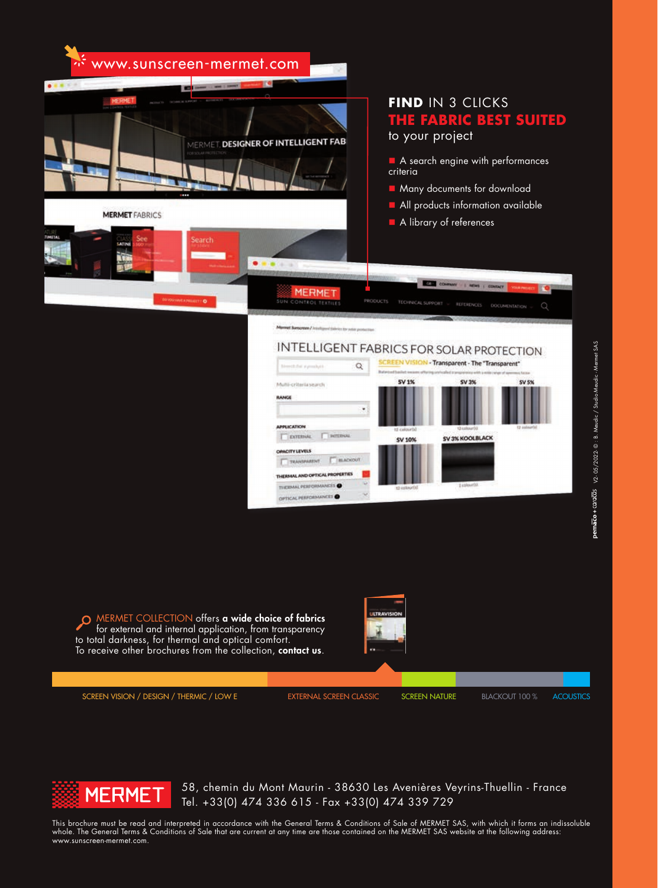www.sunscreen-mermet.com

## **FIND** IN 3 CLICKS **THE FABRIC BEST SUITED** to your project

- A search engine with performances criteria
- Many documents for download
- All products information available
- A library of references

MERMET COLLECTION offers **a wide choice of fabrics** for external and internal application, from transparency to total darkness, for thermal and optical comfort.
To receive other brochures from the collection, **contact us**.

SCREEN VISION / DESIGN / THERMIC / LOW E — EXTERNAL SCREEN CLASSIC — SCREEN NATURE — BLACKOUT 100 % — ACOUSTICS

MERMET

58, chemin du Mont Maurin - 38630 Les Avenières Veyrins-Thuellin - France
Tel. +33(0) 474 336 615 - Fax +33(0) 474 339 729

This brochure must be read and interpreted in accordance with the General Terms & Conditions of Sale of MERMET SAS, with which it forms an indissoluble whole. The General Terms & Conditions of Sale that are current at any time are those contained on the MERMET SAS website at the following address: www.sunscreen-mermet.com.

pemaco + caractès V2: 05/2022 © : B. Meudic / Studio Meudic - Mermet SAS